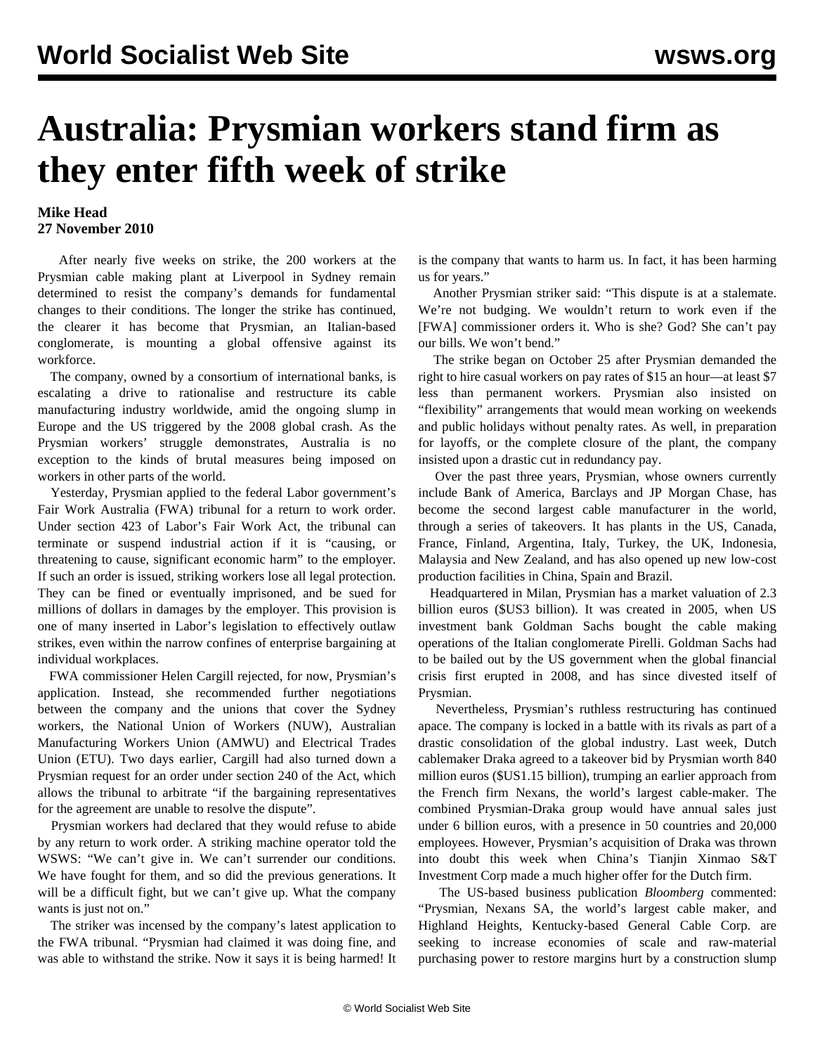# Australia: Prysmian workers stand firm as they enter fifth week of strike

**Mike Head**
**27 November 2010**

After nearly five weeks on strike, the 200 workers at the Prysmian cable making plant at Liverpool in Sydney remain determined to resist the company's demands for fundamental changes to their conditions. The longer the strike has continued, the clearer it has become that Prysmian, an Italian-based conglomerate, is mounting a global offensive against its workforce.

The company, owned by a consortium of international banks, is escalating a drive to rationalise and restructure its cable manufacturing industry worldwide, amid the ongoing slump in Europe and the US triggered by the 2008 global crash. As the Prysmian workers' struggle demonstrates, Australia is no exception to the kinds of brutal measures being imposed on workers in other parts of the world.

Yesterday, Prysmian applied to the federal Labor government's Fair Work Australia (FWA) tribunal for a return to work order. Under section 423 of Labor's Fair Work Act, the tribunal can terminate or suspend industrial action if it is "causing, or threatening to cause, significant economic harm" to the employer. If such an order is issued, striking workers lose all legal protection. They can be fined or eventually imprisoned, and be sued for millions of dollars in damages by the employer. This provision is one of many inserted in Labor's legislation to effectively outlaw strikes, even within the narrow confines of enterprise bargaining at individual workplaces.

FWA commissioner Helen Cargill rejected, for now, Prysmian's application. Instead, she recommended further negotiations between the company and the unions that cover the Sydney workers, the National Union of Workers (NUW), Australian Manufacturing Workers Union (AMWU) and Electrical Trades Union (ETU). Two days earlier, Cargill had also turned down a Prysmian request for an order under section 240 of the Act, which allows the tribunal to arbitrate "if the bargaining representatives for the agreement are unable to resolve the dispute".

Prysmian workers had declared that they would refuse to abide by any return to work order. A striking machine operator told the WSWS: "We can't give in. We can't surrender our conditions. We have fought for them, and so did the previous generations. It will be a difficult fight, but we can't give up. What the company wants is just not on."

The striker was incensed by the company's latest application to the FWA tribunal. "Prysmian had claimed it was doing fine, and was able to withstand the strike. Now it says it is being harmed! It is the company that wants to harm us. In fact, it has been harming us for years."

Another Prysmian striker said: "This dispute is at a stalemate. We're not budging. We wouldn't return to work even if the [FWA] commissioner orders it. Who is she? God? She can't pay our bills. We won't bend."

The strike began on October 25 after Prysmian demanded the right to hire casual workers on pay rates of $15 an hour—at least $7 less than permanent workers. Prysmian also insisted on "flexibility" arrangements that would mean working on weekends and public holidays without penalty rates. As well, in preparation for layoffs, or the complete closure of the plant, the company insisted upon a drastic cut in redundancy pay.

Over the past three years, Prysmian, whose owners currently include Bank of America, Barclays and JP Morgan Chase, has become the second largest cable manufacturer in the world, through a series of takeovers. It has plants in the US, Canada, France, Finland, Argentina, Italy, Turkey, the UK, Indonesia, Malaysia and New Zealand, and has also opened up new low-cost production facilities in China, Spain and Brazil.

Headquartered in Milan, Prysmian has a market valuation of 2.3 billion euros ($US3 billion). It was created in 2005, when US investment bank Goldman Sachs bought the cable making operations of the Italian conglomerate Pirelli. Goldman Sachs had to be bailed out by the US government when the global financial crisis first erupted in 2008, and has since divested itself of Prysmian.

Nevertheless, Prysmian's ruthless restructuring has continued apace. The company is locked in a battle with its rivals as part of a drastic consolidation of the global industry. Last week, Dutch cablemaker Draka agreed to a takeover bid by Prysmian worth 840 million euros ($US1.15 billion), trumping an earlier approach from the French firm Nexans, the world's largest cable-maker. The combined Prysmian-Draka group would have annual sales just under 6 billion euros, with a presence in 50 countries and 20,000 employees. However, Prysmian's acquisition of Draka was thrown into doubt this week when China's Tianjin Xinmao S&T Investment Corp made a much higher offer for the Dutch firm.

The US-based business publication *Bloomberg* commented: "Prysmian, Nexans SA, the world's largest cable maker, and Highland Heights, Kentucky-based General Cable Corp. are seeking to increase economies of scale and raw-material purchasing power to restore margins hurt by a construction slump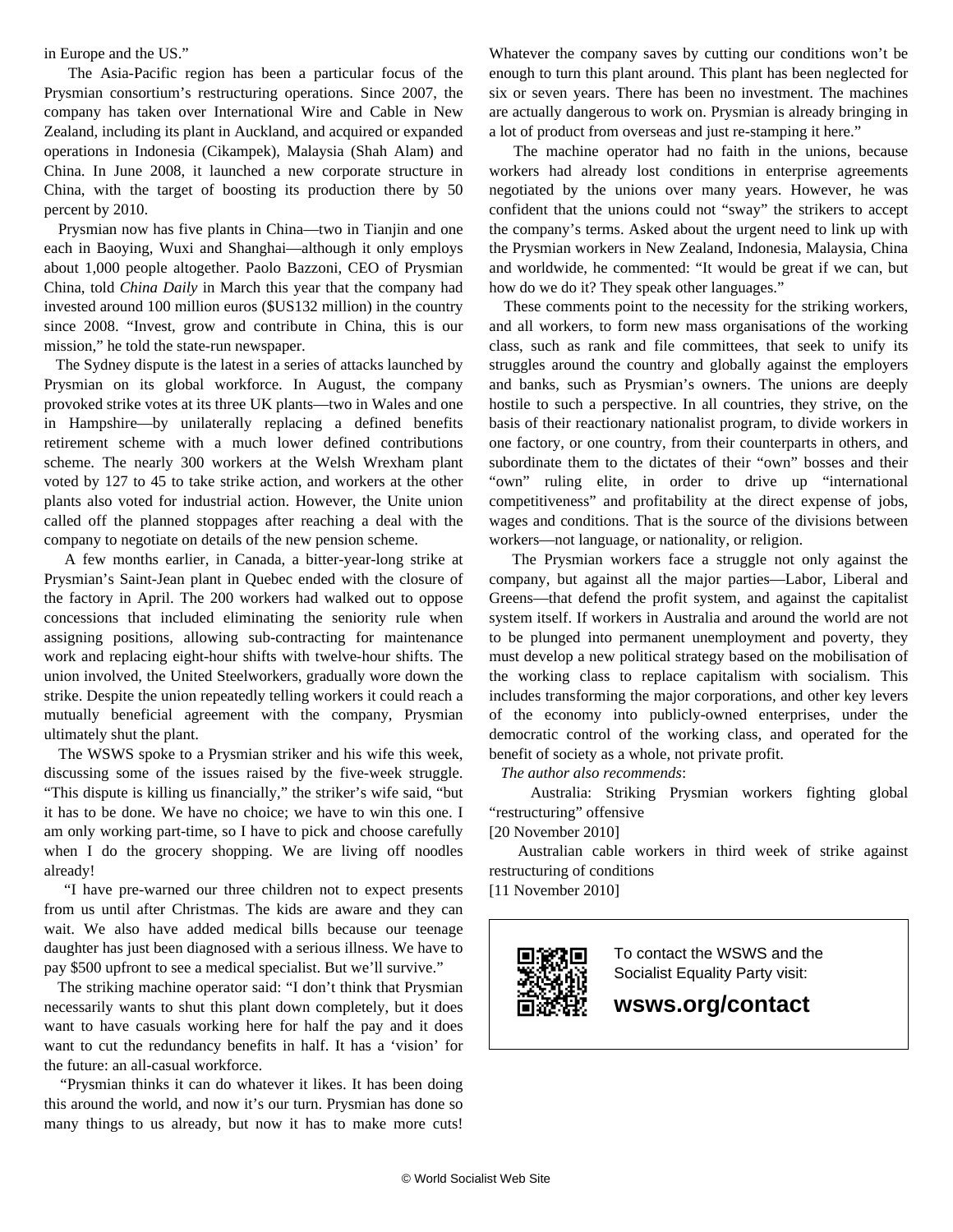in Europe and the US."

The Asia-Pacific region has been a particular focus of the Prysmian consortium's restructuring operations. Since 2007, the company has taken over International Wire and Cable in New Zealand, including its plant in Auckland, and acquired or expanded operations in Indonesia (Cikampek), Malaysia (Shah Alam) and China. In June 2008, it launched a new corporate structure in China, with the target of boosting its production there by 50 percent by 2010.

Prysmian now has five plants in China—two in Tianjin and one each in Baoying, Wuxi and Shanghai—although it only employs about 1,000 people altogether. Paolo Bazzoni, CEO of Prysmian China, told *China Daily* in March this year that the company had invested around 100 million euros ($US132 million) in the country since 2008. "Invest, grow and contribute in China, this is our mission," he told the state-run newspaper.

The Sydney dispute is the latest in a series of attacks launched by Prysmian on its global workforce. In August, the company provoked strike votes at its three UK plants—two in Wales and one in Hampshire—by unilaterally replacing a defined benefits retirement scheme with a much lower defined contributions scheme. The nearly 300 workers at the Welsh Wrexham plant voted by 127 to 45 to take strike action, and workers at the other plants also voted for industrial action. However, the Unite union called off the planned stoppages after reaching a deal with the company to negotiate on details of the new pension scheme.

A few months earlier, in Canada, a bitter-year-long strike at Prysmian's Saint-Jean plant in Quebec ended with the closure of the factory in April. The 200 workers had walked out to oppose concessions that included eliminating the seniority rule when assigning positions, allowing sub-contracting for maintenance work and replacing eight-hour shifts with twelve-hour shifts. The union involved, the United Steelworkers, gradually wore down the strike. Despite the union repeatedly telling workers it could reach a mutually beneficial agreement with the company, Prysmian ultimately shut the plant.

The WSWS spoke to a Prysmian striker and his wife this week, discussing some of the issues raised by the five-week struggle. "This dispute is killing us financially," the striker's wife said, "but it has to be done. We have no choice; we have to win this one. I am only working part-time, so I have to pick and choose carefully when I do the grocery shopping. We are living off noodles already!

"I have pre-warned our three children not to expect presents from us until after Christmas. The kids are aware and they can wait. We also have added medical bills because our teenage daughter has just been diagnosed with a serious illness. We have to pay $500 upfront to see a medical specialist. But we'll survive."

The striking machine operator said: "I don't think that Prysmian necessarily wants to shut this plant down completely, but it does want to have casuals working here for half the pay and it does want to cut the redundancy benefits in half. It has a 'vision' for the future: an all-casual workforce.

"Prysmian thinks it can do whatever it likes. It has been doing this around the world, and now it's our turn. Prysmian has done so many things to us already, but now it has to make more cuts! Whatever the company saves by cutting our conditions won't be enough to turn this plant around. This plant has been neglected for six or seven years. There has been no investment. The machines are actually dangerous to work on. Prysmian is already bringing in a lot of product from overseas and just re-stamping it here."

The machine operator had no faith in the unions, because workers had already lost conditions in enterprise agreements negotiated by the unions over many years. However, he was confident that the unions could not "sway" the strikers to accept the company's terms. Asked about the urgent need to link up with the Prysmian workers in New Zealand, Indonesia, Malaysia, China and worldwide, he commented: "It would be great if we can, but how do we do it? They speak other languages."

These comments point to the necessity for the striking workers, and all workers, to form new mass organisations of the working class, such as rank and file committees, that seek to unify its struggles around the country and globally against the employers and banks, such as Prysmian's owners. The unions are deeply hostile to such a perspective. In all countries, they strive, on the basis of their reactionary nationalist program, to divide workers in one factory, or one country, from their counterparts in others, and subordinate them to the dictates of their "own" bosses and their "own" ruling elite, in order to drive up "international competitiveness" and profitability at the direct expense of jobs, wages and conditions. That is the source of the divisions between workers—not language, or nationality, or religion.

The Prysmian workers face a struggle not only against the company, but against all the major parties—Labor, Liberal and Greens—that defend the profit system, and against the capitalist system itself. If workers in Australia and around the world are not to be plunged into permanent unemployment and poverty, they must develop a new political strategy based on the mobilisation of the working class to replace capitalism with socialism. This includes transforming the major corporations, and other key levers of the economy into publicly-owned enterprises, under the democratic control of the working class, and operated for the benefit of society as a whole, not private profit.

*The author also recommends*:

Australia: Striking Prysmian workers fighting global "restructuring" offensive
[20 November 2010]

Australian cable workers in third week of strike against restructuring of conditions
[11 November 2010]

To contact the WSWS and the Socialist Equality Party visit:

**wsws.org/contact**